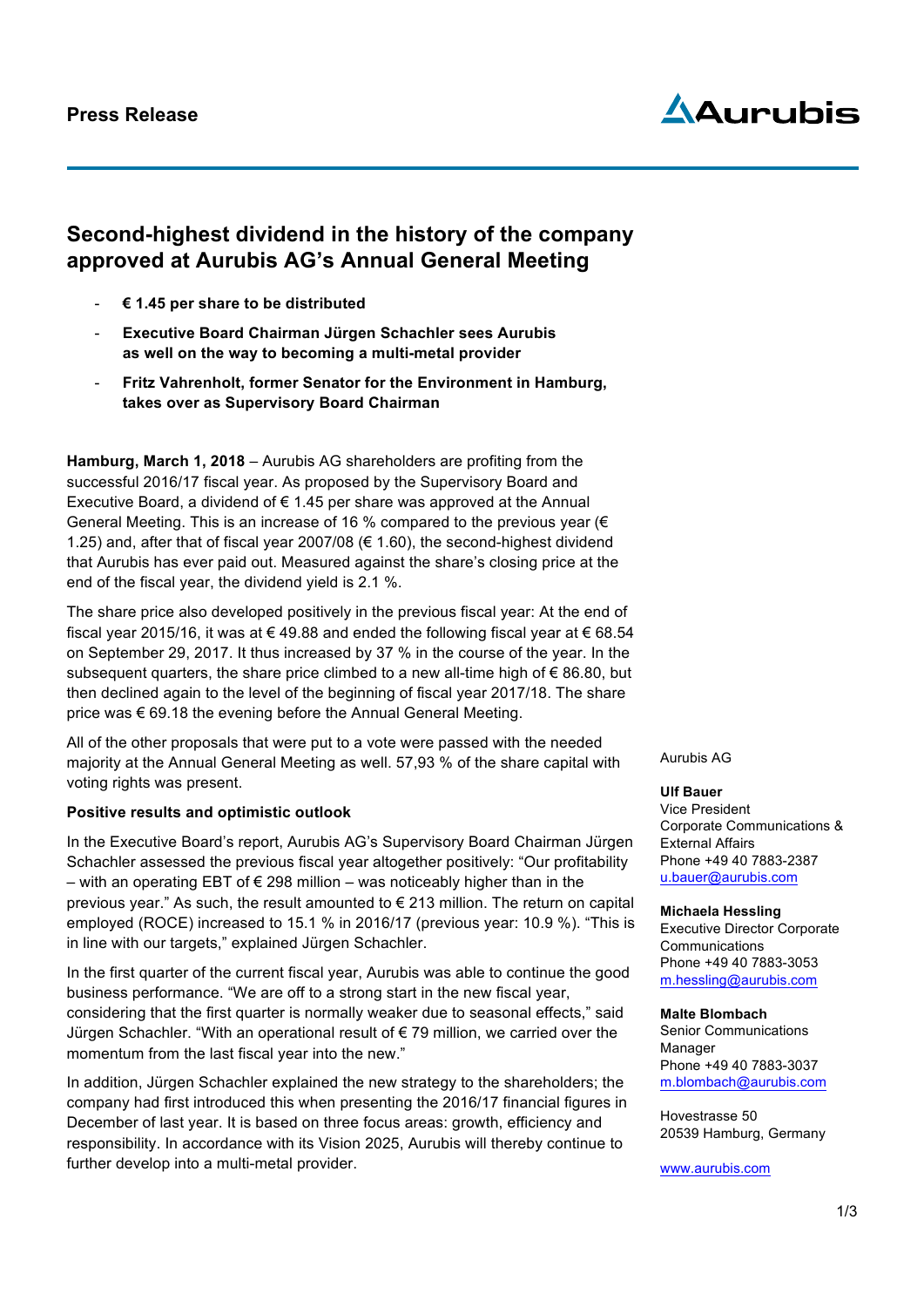**Press Release**

# Second-highest dividend in the history of the company approved at Aurubis AG's Annual General Meeting

- **€ 1.45 per share to be distributed**
- **Executive Board Chairman Jürgen Schachler sees Aurubis as well on the way to becoming a multi-metal provider**
- **Fritz Vahrenholt, former Senator for the Environment in Hamburg, takes over as Supervisory Board Chairman**

**Hamburg, March 1, 2018** – Aurubis AG shareholders are profiting from the successful 2016/17 fiscal year. As proposed by the Supervisory Board and Executive Board, a dividend of € 1.45 per share was approved at the Annual General Meeting. This is an increase of 16 % compared to the previous year (€ 1.25) and, after that of fiscal year 2007/08 (€ 1.60), the second-highest dividend that Aurubis has ever paid out. Measured against the share's closing price at the end of the fiscal year, the dividend yield is 2.1 %.

The share price also developed positively in the previous fiscal year: At the end of fiscal year 2015/16, it was at € 49.88 and ended the following fiscal year at € 68.54 on September 29, 2017. It thus increased by 37 % in the course of the year. In the subsequent quarters, the share price climbed to a new all-time high of € 86.80, but then declined again to the level of the beginning of fiscal year 2017/18. The share price was € 69.18 the evening before the Annual General Meeting.

All of the other proposals that were put to a vote were passed with the needed majority at the Annual General Meeting as well. 57,93 % of the share capital with voting rights was present.

**Positive results and optimistic outlook**

In the Executive Board's report, Aurubis AG's Supervisory Board Chairman Jürgen Schachler assessed the previous fiscal year altogether positively: "Our profitability – with an operating EBT of € 298 million – was noticeably higher than in the previous year." As such, the result amounted to € 213 million. The return on capital employed (ROCE) increased to 15.1 % in 2016/17 (previous year: 10.9 %). "This is in line with our targets," explained Jürgen Schachler.

In the first quarter of the current fiscal year, Aurubis was able to continue the good business performance. "We are off to a strong start in the new fiscal year, considering that the first quarter is normally weaker due to seasonal effects," said Jürgen Schachler. "With an operational result of € 79 million, we carried over the momentum from the last fiscal year into the new."

In addition, Jürgen Schachler explained the new strategy to the shareholders; the company had first introduced this when presenting the 2016/17 financial figures in December of last year. It is based on three focus areas: growth, efficiency and responsibility. In accordance with its Vision 2025, Aurubis will thereby continue to further develop into a multi-metal provider.

Aurubis AG

**Ulf Bauer**
Vice President
Corporate Communications & External Affairs
Phone +49 40 7883-2387
u.bauer@aurubis.com

**Michaela Hessling**
Executive Director Corporate Communications
Phone +49 40 7883-3053
m.hessling@aurubis.com

**Malte Blombach**
Senior Communications Manager
Phone +49 40 7883-3037
m.blombach@aurubis.com

Hovestrasse 50
20539 Hamburg, Germany

www.aurubis.com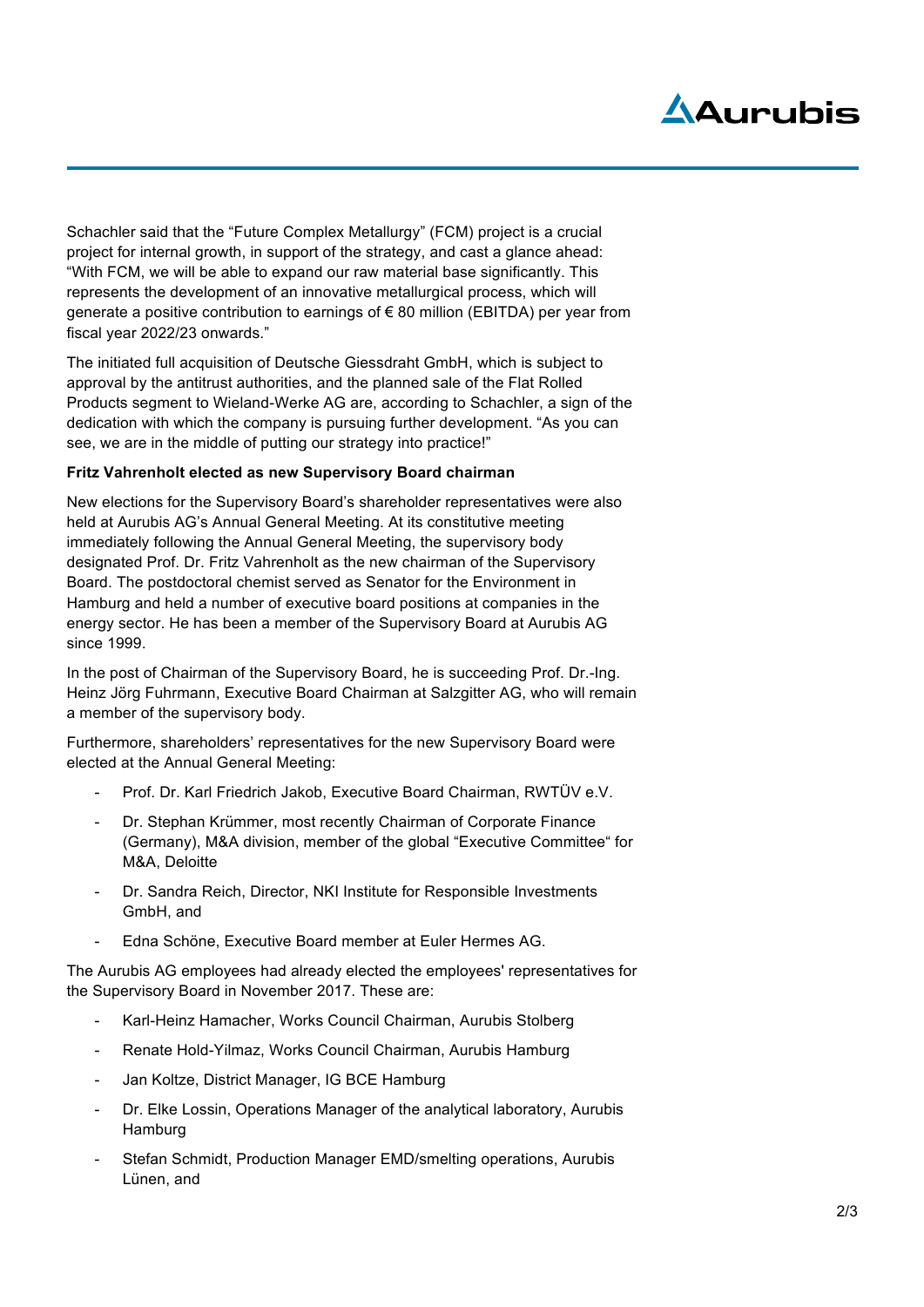Schachler said that the “Future Complex Metallurgy” (FCM) project is a crucial project for internal growth, in support of the strategy, and cast a glance ahead: “With FCM, we will be able to expand our raw material base significantly. This represents the development of an innovative metallurgical process, which will generate a positive contribution to earnings of € 80 million (EBITDA) per year from fiscal year 2022/23 onwards.”

The initiated full acquisition of Deutsche Giessdraht GmbH, which is subject to approval by the antitrust authorities, and the planned sale of the Flat Rolled Products segment to Wieland-Werke AG are, according to Schachler, a sign of the dedication with which the company is pursuing further development. “As you can see, we are in the middle of putting our strategy into practice!”

**Fritz Vahrenholt elected as new Supervisory Board chairman**

New elections for the Supervisory Board’s shareholder representatives were also held at Aurubis AG’s Annual General Meeting. At its constitutive meeting immediately following the Annual General Meeting, the supervisory body designated Prof. Dr. Fritz Vahrenholt as the new chairman of the Supervisory Board. The postdoctoral chemist served as Senator for the Environment in Hamburg and held a number of executive board positions at companies in the energy sector. He has been a member of the Supervisory Board at Aurubis AG since 1999.

In the post of Chairman of the Supervisory Board, he is succeeding Prof. Dr.-Ing. Heinz Jörg Fuhrmann, Executive Board Chairman at Salzgitter AG, who will remain a member of the supervisory body.

Furthermore, shareholders’ representatives for the new Supervisory Board were elected at the Annual General Meeting:

- Prof. Dr. Karl Friedrich Jakob, Executive Board Chairman, RWTÜV e.V.
- Dr. Stephan Krümmer, most recently Chairman of Corporate Finance (Germany), M&A division, member of the global “Executive Committee“ for M&A, Deloitte
- Dr. Sandra Reich, Director, NKI Institute for Responsible Investments GmbH, and
- Edna Schöne, Executive Board member at Euler Hermes AG.

The Aurubis AG employees had already elected the employees' representatives for the Supervisory Board in November 2017. These are:

- Karl-Heinz Hamacher, Works Council Chairman, Aurubis Stolberg
- Renate Hold-Yilmaz, Works Council Chairman, Aurubis Hamburg
- Jan Koltze, District Manager, IG BCE Hamburg
- Dr. Elke Lossin, Operations Manager of the analytical laboratory, Aurubis Hamburg
- Stefan Schmidt, Production Manager EMD/smelting operations, Aurubis Lünen, and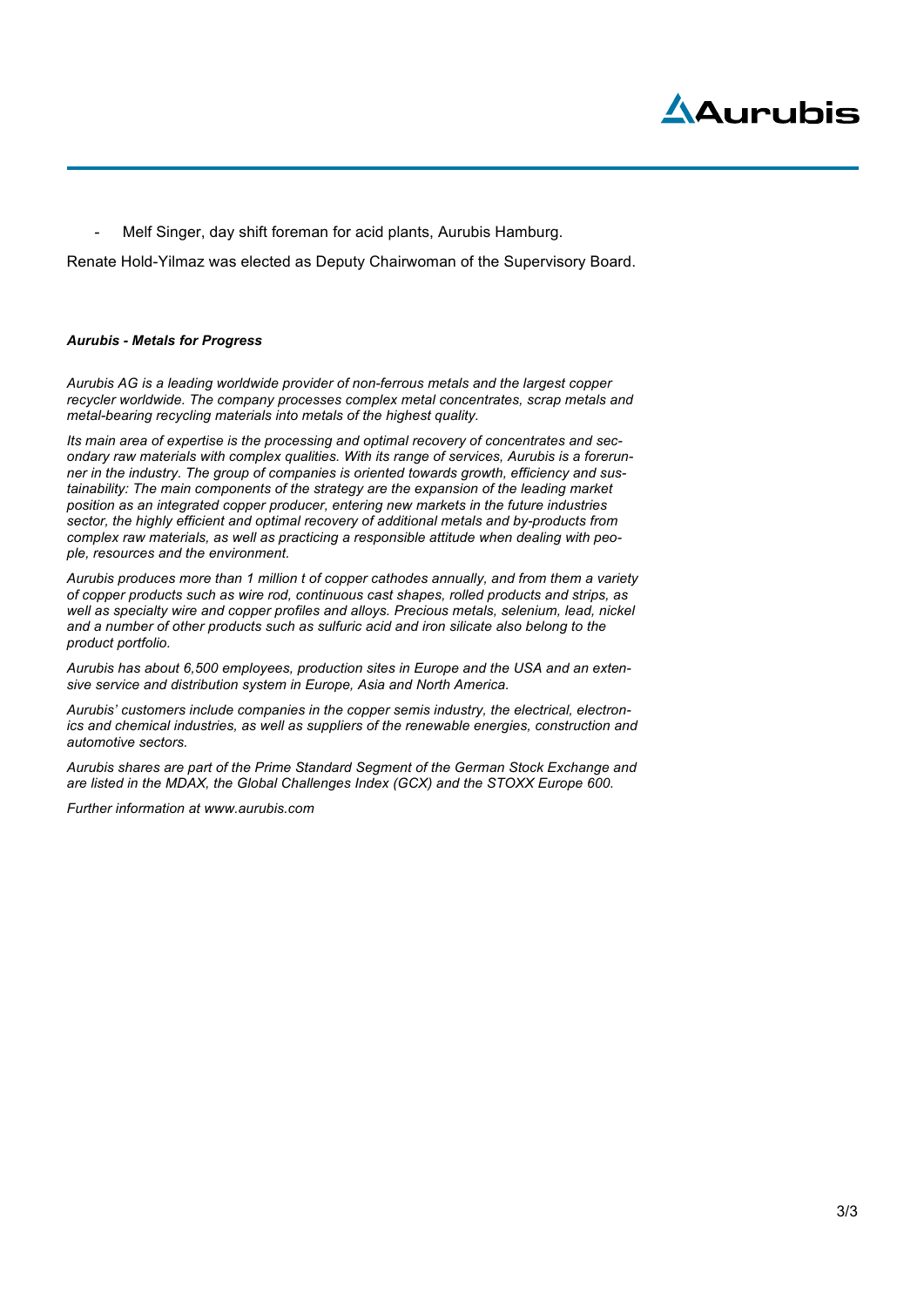- Melf Singer, day shift foreman for acid plants, Aurubis Hamburg.

Renate Hold-Yilmaz was elected as Deputy Chairwoman of the Supervisory Board.

***Aurubis - Metals for Progress***

*Aurubis AG is a leading worldwide provider of non-ferrous metals and the largest copper recycler worldwide. The company processes complex metal concentrates, scrap metals and metal-bearing recycling materials into metals of the highest quality.*

*Its main area of expertise is the processing and optimal recovery of concentrates and secondary raw materials with complex qualities. With its range of services, Aurubis is a forerunner in the industry. The group of companies is oriented towards growth, efficiency and sustainability: The main components of the strategy are the expansion of the leading market position as an integrated copper producer, entering new markets in the future industries sector, the highly efficient and optimal recovery of additional metals and by-products from complex raw materials, as well as practicing a responsible attitude when dealing with people, resources and the environment.*

*Aurubis produces more than 1 million t of copper cathodes annually, and from them a variety of copper products such as wire rod, continuous cast shapes, rolled products and strips, as well as specialty wire and copper profiles and alloys. Precious metals, selenium, lead, nickel and a number of other products such as sulfuric acid and iron silicate also belong to the product portfolio.*

*Aurubis has about 6,500 employees, production sites in Europe and the USA and an extensive service and distribution system in Europe, Asia and North America.*

*Aurubis' customers include companies in the copper semis industry, the electrical, electronics and chemical industries, as well as suppliers of the renewable energies, construction and automotive sectors.*

*Aurubis shares are part of the Prime Standard Segment of the German Stock Exchange and are listed in the MDAX, the Global Challenges Index (GCX) and the STOXX Europe 600.*

*Further information at www.aurubis.com*